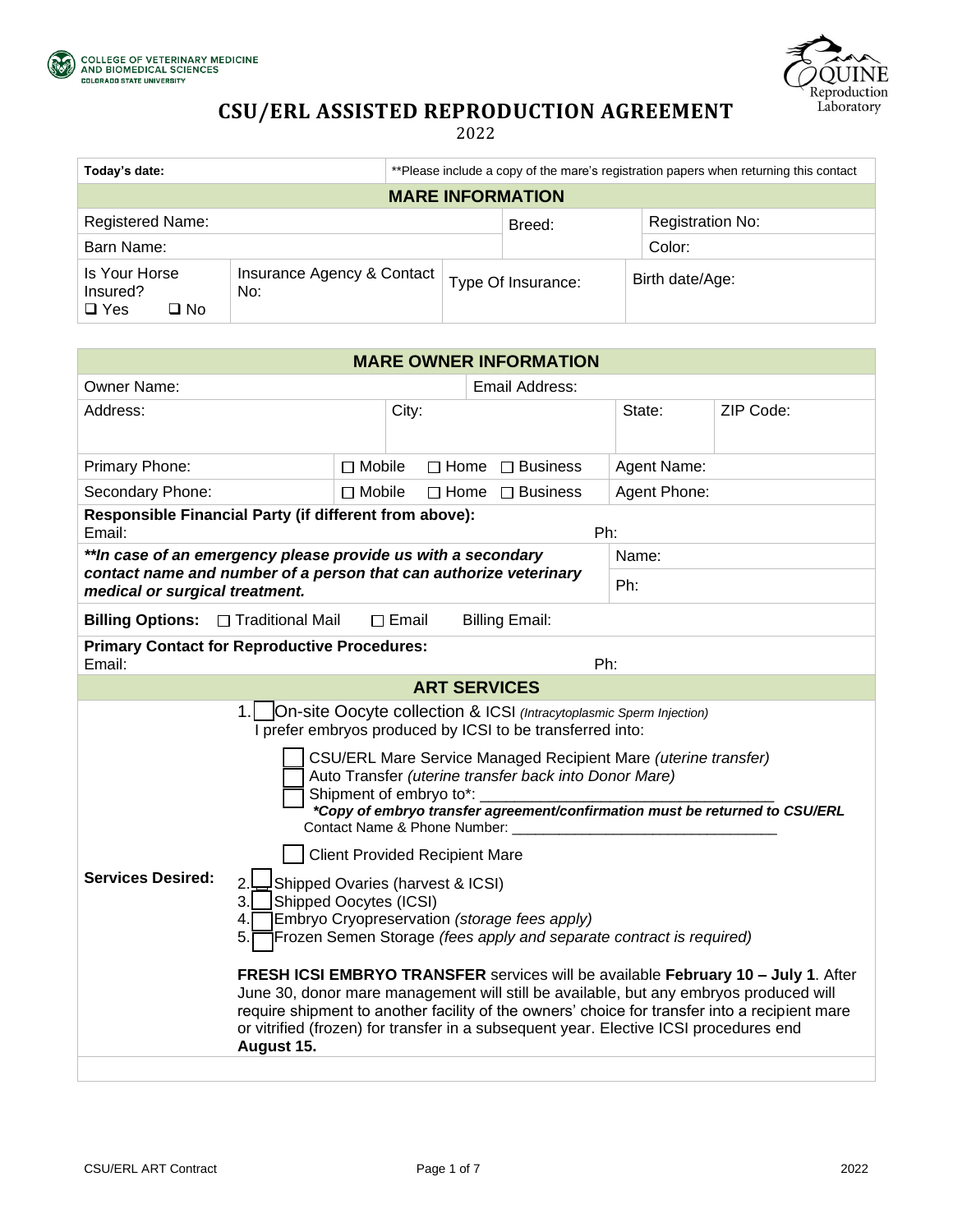COLLEGE OF VETERINARY MEDICINE AND BIOMEDICAL SCIENCES
COLORADO STATE UNIVERSITY

Equine Reproduction Laboratory

# CSU/ERL ASSISTED REPRODUCTION AGREEMENT

2022

| **Today's date:** | **Please include a copy of the mare's registration papers when returning this contact | | |
|---|---|---|---|
| **MARE INFORMATION** | | | |
| Registered Name: | | Breed: | Registration No: |
| Barn Name: | | | Color: |
| Is Your Horse Insured? ❑ Yes ❑ No | Insurance Agency & Contact No: | Type Of Insurance: | Birth date/Age: |

| **MARE OWNER INFORMATION** | | | | |
|---|---|---|---|---|
| Owner Name: | | Email Address: | | |
| Address: | City: | | State: | ZIP Code: |
| Primary Phone: | ☐ Mobile ☐ Home ☐ Business | | Agent Name: | |
| Secondary Phone: | ☐ Mobile ☐ Home ☐ Business | | Agent Phone: | |
| **Responsible Financial Party (if different from above):** Email: | | | Ph: | |
| ***In case of an emergency please provide us with a secondary contact name and number of a person that can authorize veterinary medical or surgical treatment.*** | | | Name: | |
| | | | Ph: | |
| **Billing Options:** ☐ Traditional Mail ☐ Email Billing Email: | | | | |
| **Primary Contact for Reproductive Procedures:** Email: | | | Ph: | |

## ART SERVICES

**Services Desired:**

1. ☐ On-site Oocyte collection & ICSI *(Intracytoplasmic Sperm Injection)*
   I prefer embryos produced by ICSI to be transferred into:
   - ☐ CSU/ERL Mare Service Managed Recipient Mare *(uterine transfer)*
   - ☐ Auto Transfer *(uterine transfer back into Donor Mare)*
   - ☐ Shipment of embryo to*: ___________________________________
     ***Copy of embryo transfer agreement/confirmation must be returned to CSU/ERL***
     Contact Name & Phone Number: _________________________________
   - ☐ Client Provided Recipient Mare
2. ☐ Shipped Ovaries (harvest & ICSI)
3. ☐ Shipped Oocytes (ICSI)
4. ☐ Embryo Cryopreservation *(storage fees apply)*
5. ☐ Frozen Semen Storage *(fees apply and separate contract is required)*

**FRESH ICSI EMBRYO TRANSFER** services will be available **February 10 – July 1**. After June 30, donor mare management will still be available, but any embryos produced will require shipment to another facility of the owners' choice for transfer into a recipient mare or vitrified (frozen) for transfer in a subsequent year. Elective ICSI procedures end **August 15.**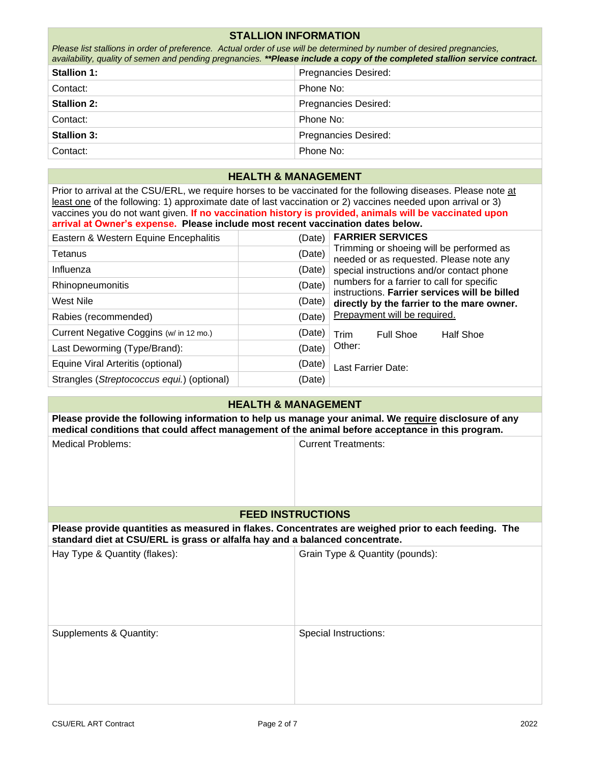## STALLION INFORMATION

*Please list stallions in order of preference. Actual order of use will be determined by number of desired pregnancies, availability, quality of semen and pending pregnancies.* ***\*\*Please include a copy of the completed stallion service contract.***

| | |
|---|---|
| **Stallion 1:** | Pregnancies Desired: |
| Contact: | Phone No: |
| **Stallion 2:** | Pregnancies Desired: |
| Contact: | Phone No: |
| **Stallion 3:** | Pregnancies Desired: |
| Contact: | Phone No: |

## HEALTH & MANAGEMENT

Prior to arrival at the CSU/ERL, we require horses to be vaccinated for the following diseases. Please note at least one of the following: 1) approximate date of last vaccination or 2) vaccines needed upon arrival or 3) vaccines you do not want given. **If no vaccination history is provided, animals will be vaccinated upon arrival at Owner's expense. Please include most recent vaccination dates below.**

| | |
|---|---|
| Eastern & Western Equine Encephalitis | (Date) |
| Tetanus | (Date) |
| Influenza | (Date) |
| Rhinopneumonitis | (Date) |
| West Nile | (Date) |
| Rabies (recommended) | (Date) |
| Current Negative Coggins (w/ in 12 mo.) | (Date) |
| Last Deworming (Type/Brand): | (Date) |
| Equine Viral Arteritis (optional) | (Date) |
| Strangles (*Streptococcus equi.*) (optional) | (Date) |

**FARRIER SERVICES**

Trimming or shoeing will be performed as needed or as requested. Please note any special instructions and/or contact phone numbers for a farrier to call for specific instructions. **Farrier services will be billed directly by the farrier to the mare owner.** Prepayment will be required.

Trim    Full Shoe    Half Shoe

Other:

Last Farrier Date:

## HEALTH & MANAGEMENT

**Please provide the following information to help us manage your animal. We require disclosure of any medical conditions that could affect management of the animal before acceptance in this program.**

| | |
|---|---|
| Medical Problems: | Current Treatments: |

## FEED INSTRUCTIONS

**Please provide quantities as measured in flakes. Concentrates are weighed prior to each feeding. The standard diet at CSU/ERL is grass or alfalfa hay and a balanced concentrate.**

| | |
|---|---|
| Hay Type & Quantity (flakes): | Grain Type & Quantity (pounds): |
| Supplements & Quantity: | Special Instructions: |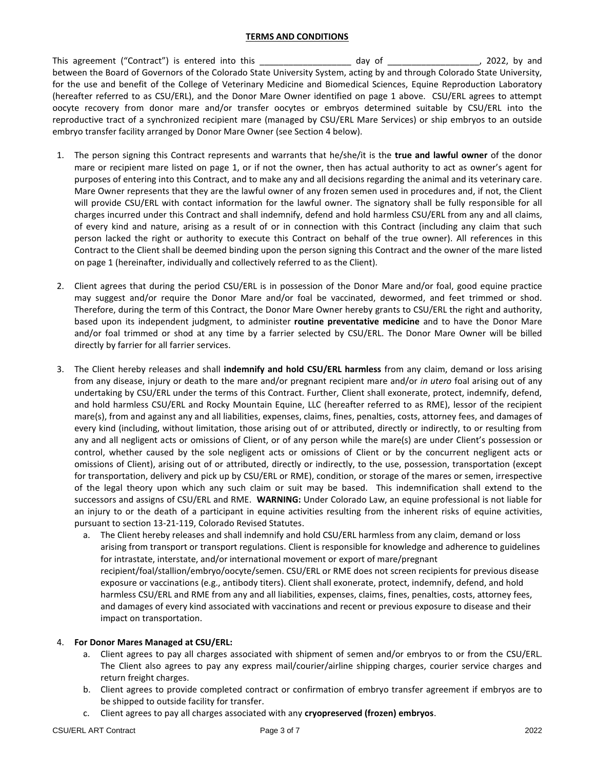## TERMS AND CONDITIONS

This agreement ("Contract") is entered into this ___________________ day of ___________________, 2022, by and between the Board of Governors of the Colorado State University System, acting by and through Colorado State University, for the use and benefit of the College of Veterinary Medicine and Biomedical Sciences, Equine Reproduction Laboratory (hereafter referred to as CSU/ERL), and the Donor Mare Owner identified on page 1 above. CSU/ERL agrees to attempt oocyte recovery from donor mare and/or transfer oocytes or embryos determined suitable by CSU/ERL into the reproductive tract of a synchronized recipient mare (managed by CSU/ERL Mare Services) or ship embryos to an outside embryo transfer facility arranged by Donor Mare Owner (see Section 4 below).

1. The person signing this Contract represents and warrants that he/she/it is the **true and lawful owner** of the donor mare or recipient mare listed on page 1, or if not the owner, then has actual authority to act as owner's agent for purposes of entering into this Contract, and to make any and all decisions regarding the animal and its veterinary care. Mare Owner represents that they are the lawful owner of any frozen semen used in procedures and, if not, the Client will provide CSU/ERL with contact information for the lawful owner. The signatory shall be fully responsible for all charges incurred under this Contract and shall indemnify, defend and hold harmless CSU/ERL from any and all claims, of every kind and nature, arising as a result of or in connection with this Contract (including any claim that such person lacked the right or authority to execute this Contract on behalf of the true owner). All references in this Contract to the Client shall be deemed binding upon the person signing this Contract and the owner of the mare listed on page 1 (hereinafter, individually and collectively referred to as the Client).

2. Client agrees that during the period CSU/ERL is in possession of the Donor Mare and/or foal, good equine practice may suggest and/or require the Donor Mare and/or foal be vaccinated, dewormed, and feet trimmed or shod. Therefore, during the term of this Contract, the Donor Mare Owner hereby grants to CSU/ERL the right and authority, based upon its independent judgment, to administer **routine preventative medicine** and to have the Donor Mare and/or foal trimmed or shod at any time by a farrier selected by CSU/ERL. The Donor Mare Owner will be billed directly by farrier for all farrier services.

3. The Client hereby releases and shall **indemnify and hold CSU/ERL harmless** from any claim, demand or loss arising from any disease, injury or death to the mare and/or pregnant recipient mare and/or *in utero* foal arising out of any undertaking by CSU/ERL under the terms of this Contract. Further, Client shall exonerate, protect, indemnify, defend, and hold harmless CSU/ERL and Rocky Mountain Equine, LLC (hereafter referred to as RME), lessor of the recipient mare(s), from and against any and all liabilities, expenses, claims, fines, penalties, costs, attorney fees, and damages of every kind (including, without limitation, those arising out of or attributed, directly or indirectly, to or resulting from any and all negligent acts or omissions of Client, or of any person while the mare(s) are under Client's possession or control, whether caused by the sole negligent acts or omissions of Client or by the concurrent negligent acts or omissions of Client), arising out of or attributed, directly or indirectly, to the use, possession, transportation (except for transportation, delivery and pick up by CSU/ERL or RME), condition, or storage of the mares or semen, irrespective of the legal theory upon which any such claim or suit may be based. This indemnification shall extend to the successors and assigns of CSU/ERL and RME. **WARNING:** Under Colorado Law, an equine professional is not liable for an injury to or the death of a participant in equine activities resulting from the inherent risks of equine activities, pursuant to section 13-21-119, Colorado Revised Statutes.
   a. The Client hereby releases and shall indemnify and hold CSU/ERL harmless from any claim, demand or loss arising from transport or transport regulations. Client is responsible for knowledge and adherence to guidelines for intrastate, interstate, and/or international movement or export of mare/pregnant recipient/foal/stallion/embryo/oocyte/semen. CSU/ERL or RME does not screen recipients for previous disease exposure or vaccinations (e.g., antibody titers). Client shall exonerate, protect, indemnify, defend, and hold harmless CSU/ERL and RME from any and all liabilities, expenses, claims, fines, penalties, costs, attorney fees, and damages of every kind associated with vaccinations and recent or previous exposure to disease and their impact on transportation.

4. **For Donor Mares Managed at CSU/ERL:**
   a. Client agrees to pay all charges associated with shipment of semen and/or embryos to or from the CSU/ERL. The Client also agrees to pay any express mail/courier/airline shipping charges, courier service charges and return freight charges.
   b. Client agrees to provide completed contract or confirmation of embryo transfer agreement if embryos are to be shipped to outside facility for transfer.
   c. Client agrees to pay all charges associated with any **cryopreserved (frozen) embryos**.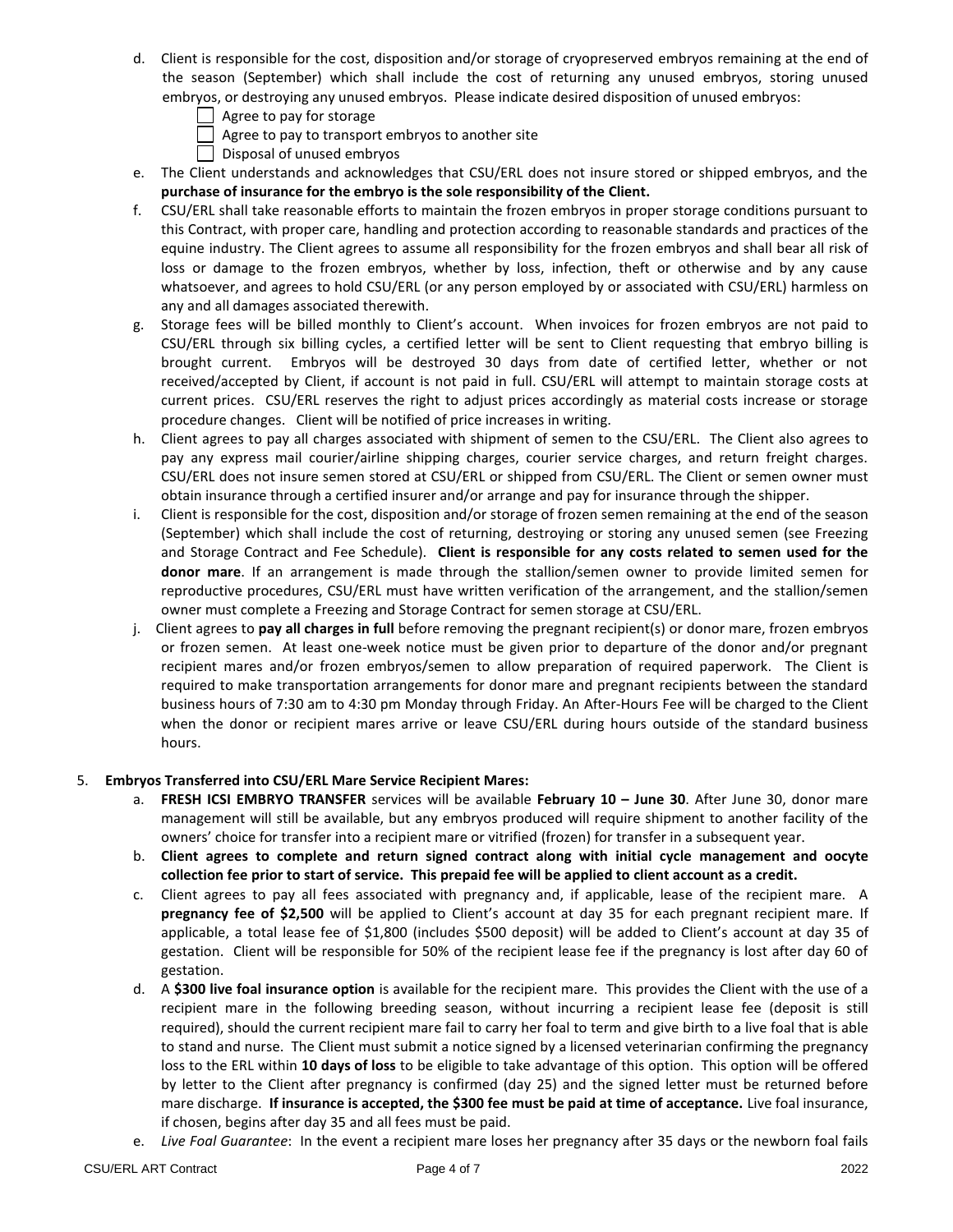d. Client is responsible for the cost, disposition and/or storage of cryopreserved embryos remaining at the end of the season (September) which shall include the cost of returning any unused embryos, storing unused embryos, or destroying any unused embryos. Please indicate desired disposition of unused embryos:
   - ☐ Agree to pay for storage
   - ☐ Agree to pay to transport embryos to another site
   - ☐ Disposal of unused embryos

e. The Client understands and acknowledges that CSU/ERL does not insure stored or shipped embryos, and the **purchase of insurance for the embryo is the sole responsibility of the Client.**

f. CSU/ERL shall take reasonable efforts to maintain the frozen embryos in proper storage conditions pursuant to this Contract, with proper care, handling and protection according to reasonable standards and practices of the equine industry. The Client agrees to assume all responsibility for the frozen embryos and shall bear all risk of loss or damage to the frozen embryos, whether by loss, infection, theft or otherwise and by any cause whatsoever, and agrees to hold CSU/ERL (or any person employed by or associated with CSU/ERL) harmless on any and all damages associated therewith.

g. Storage fees will be billed monthly to Client's account. When invoices for frozen embryos are not paid to CSU/ERL through six billing cycles, a certified letter will be sent to Client requesting that embryo billing is brought current. Embryos will be destroyed 30 days from date of certified letter, whether or not received/accepted by Client, if account is not paid in full. CSU/ERL will attempt to maintain storage costs at current prices. CSU/ERL reserves the right to adjust prices accordingly as material costs increase or storage procedure changes. Client will be notified of price increases in writing.

h. Client agrees to pay all charges associated with shipment of semen to the CSU/ERL. The Client also agrees to pay any express mail courier/airline shipping charges, courier service charges, and return freight charges. CSU/ERL does not insure semen stored at CSU/ERL or shipped from CSU/ERL. The Client or semen owner must obtain insurance through a certified insurer and/or arrange and pay for insurance through the shipper.

i. Client is responsible for the cost, disposition and/or storage of frozen semen remaining at the end of the season (September) which shall include the cost of returning, destroying or storing any unused semen (see Freezing and Storage Contract and Fee Schedule). **Client is responsible for any costs related to semen used for the donor mare**. If an arrangement is made through the stallion/semen owner to provide limited semen for reproductive procedures, CSU/ERL must have written verification of the arrangement, and the stallion/semen owner must complete a Freezing and Storage Contract for semen storage at CSU/ERL.

j. Client agrees to **pay all charges in full** before removing the pregnant recipient(s) or donor mare, frozen embryos or frozen semen. At least one-week notice must be given prior to departure of the donor and/or pregnant recipient mares and/or frozen embryos/semen to allow preparation of required paperwork. The Client is required to make transportation arrangements for donor mare and pregnant recipients between the standard business hours of 7:30 am to 4:30 pm Monday through Friday. An After-Hours Fee will be charged to the Client when the donor or recipient mares arrive or leave CSU/ERL during hours outside of the standard business hours.

5. **Embryos Transferred into CSU/ERL Mare Service Recipient Mares:**

   a. **FRESH ICSI EMBRYO TRANSFER** services will be available **February 10 – June 30**. After June 30, donor mare management will still be available, but any embryos produced will require shipment to another facility of the owners' choice for transfer into a recipient mare or vitrified (frozen) for transfer in a subsequent year.

   b. **Client agrees to complete and return signed contract along with initial cycle management and oocyte collection fee prior to start of service. This prepaid fee will be applied to client account as a credit.**

   c. Client agrees to pay all fees associated with pregnancy and, if applicable, lease of the recipient mare. A **pregnancy fee of $2,500** will be applied to Client's account at day 35 for each pregnant recipient mare. If applicable, a total lease fee of $1,800 (includes $500 deposit) will be added to Client's account at day 35 of gestation. Client will be responsible for 50% of the recipient lease fee if the pregnancy is lost after day 60 of gestation.

   d. A **$300 live foal insurance option** is available for the recipient mare. This provides the Client with the use of a recipient mare in the following breeding season, without incurring a recipient lease fee (deposit is still required), should the current recipient mare fail to carry her foal to term and give birth to a live foal that is able to stand and nurse. The Client must submit a notice signed by a licensed veterinarian confirming the pregnancy loss to the ERL within **10 days of loss** to be eligible to take advantage of this option. This option will be offered by letter to the Client after pregnancy is confirmed (day 25) and the signed letter must be returned before mare discharge. **If insurance is accepted, the $300 fee must be paid at time of acceptance.** Live foal insurance, if chosen, begins after day 35 and all fees must be paid.

   e. *Live Foal Guarantee*: In the event a recipient mare loses her pregnancy after 35 days or the newborn foal fails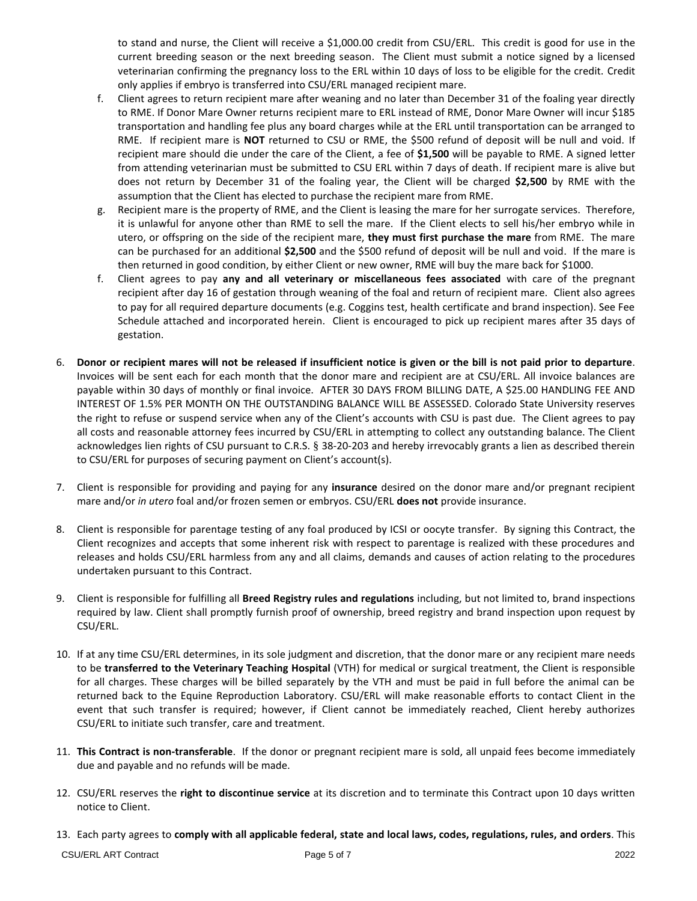to stand and nurse, the Client will receive a $1,000.00 credit from CSU/ERL. This credit is good for use in the current breeding season or the next breeding season. The Client must submit a notice signed by a licensed veterinarian confirming the pregnancy loss to the ERL within 10 days of loss to be eligible for the credit. Credit only applies if embryo is transferred into CSU/ERL managed recipient mare.

f. Client agrees to return recipient mare after weaning and no later than December 31 of the foaling year directly to RME. If Donor Mare Owner returns recipient mare to ERL instead of RME, Donor Mare Owner will incur $185 transportation and handling fee plus any board charges while at the ERL until transportation can be arranged to RME. If recipient mare is **NOT** returned to CSU or RME, the $500 refund of deposit will be null and void. If recipient mare should die under the care of the Client, a fee of **$1,500** will be payable to RME. A signed letter from attending veterinarian must be submitted to CSU ERL within 7 days of death. If recipient mare is alive but does not return by December 31 of the foaling year, the Client will be charged **$2,500** by RME with the assumption that the Client has elected to purchase the recipient mare from RME.

g. Recipient mare is the property of RME, and the Client is leasing the mare for her surrogate services. Therefore, it is unlawful for anyone other than RME to sell the mare. If the Client elects to sell his/her embryo while in utero, or offspring on the side of the recipient mare, **they must first purchase the mare** from RME. The mare can be purchased for an additional **$2,500** and the $500 refund of deposit will be null and void. If the mare is then returned in good condition, by either Client or new owner, RME will buy the mare back for $1000.

f. Client agrees to pay **any and all veterinary or miscellaneous fees associated** with care of the pregnant recipient after day 16 of gestation through weaning of the foal and return of recipient mare. Client also agrees to pay for all required departure documents (e.g. Coggins test, health certificate and brand inspection). See Fee Schedule attached and incorporated herein. Client is encouraged to pick up recipient mares after 35 days of gestation.

6. **Donor or recipient mares will not be released if insufficient notice is given or the bill is not paid prior to departure**. Invoices will be sent each for each month that the donor mare and recipient are at CSU/ERL. All invoice balances are payable within 30 days of monthly or final invoice. AFTER 30 DAYS FROM BILLING DATE, A $25.00 HANDLING FEE AND INTEREST OF 1.5% PER MONTH ON THE OUTSTANDING BALANCE WILL BE ASSESSED. Colorado State University reserves the right to refuse or suspend service when any of the Client's accounts with CSU is past due. The Client agrees to pay all costs and reasonable attorney fees incurred by CSU/ERL in attempting to collect any outstanding balance. The Client acknowledges lien rights of CSU pursuant to C.R.S. § 38-20-203 and hereby irrevocably grants a lien as described therein to CSU/ERL for purposes of securing payment on Client's account(s).

7. Client is responsible for providing and paying for any **insurance** desired on the donor mare and/or pregnant recipient mare and/or *in utero* foal and/or frozen semen or embryos. CSU/ERL **does not** provide insurance.

8. Client is responsible for parentage testing of any foal produced by ICSI or oocyte transfer. By signing this Contract, the Client recognizes and accepts that some inherent risk with respect to parentage is realized with these procedures and releases and holds CSU/ERL harmless from any and all claims, demands and causes of action relating to the procedures undertaken pursuant to this Contract.

9. Client is responsible for fulfilling all **Breed Registry rules and regulations** including, but not limited to, brand inspections required by law. Client shall promptly furnish proof of ownership, breed registry and brand inspection upon request by CSU/ERL.

10. If at any time CSU/ERL determines, in its sole judgment and discretion, that the donor mare or any recipient mare needs to be **transferred to the Veterinary Teaching Hospital** (VTH) for medical or surgical treatment, the Client is responsible for all charges. These charges will be billed separately by the VTH and must be paid in full before the animal can be returned back to the Equine Reproduction Laboratory. CSU/ERL will make reasonable efforts to contact Client in the event that such transfer is required; however, if Client cannot be immediately reached, Client hereby authorizes CSU/ERL to initiate such transfer, care and treatment.

11. **This Contract is non-transferable**. If the donor or pregnant recipient mare is sold, all unpaid fees become immediately due and payable and no refunds will be made.

12. CSU/ERL reserves the **right to discontinue service** at its discretion and to terminate this Contract upon 10 days written notice to Client.

13. Each party agrees to **comply with all applicable federal, state and local laws, codes, regulations, rules, and orders**. This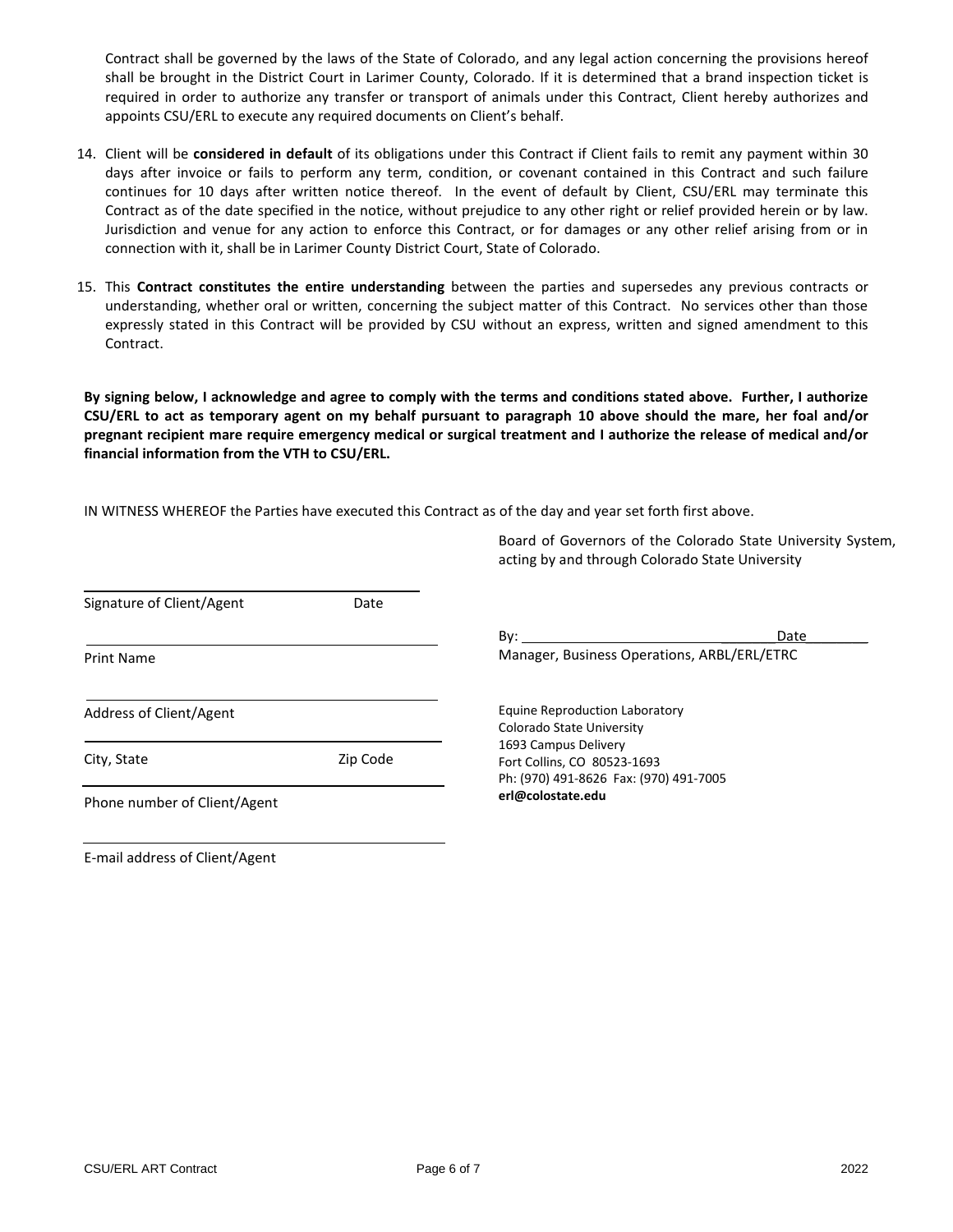Contract shall be governed by the laws of the State of Colorado, and any legal action concerning the provisions hereof shall be brought in the District Court in Larimer County, Colorado. If it is determined that a brand inspection ticket is required in order to authorize any transfer or transport of animals under this Contract, Client hereby authorizes and appoints CSU/ERL to execute any required documents on Client's behalf.

14. Client will be **considered in default** of its obligations under this Contract if Client fails to remit any payment within 30 days after invoice or fails to perform any term, condition, or covenant contained in this Contract and such failure continues for 10 days after written notice thereof. In the event of default by Client, CSU/ERL may terminate this Contract as of the date specified in the notice, without prejudice to any other right or relief provided herein or by law. Jurisdiction and venue for any action to enforce this Contract, or for damages or any other relief arising from or in connection with it, shall be in Larimer County District Court, State of Colorado.

15. This **Contract constitutes the entire understanding** between the parties and supersedes any previous contracts or understanding, whether oral or written, concerning the subject matter of this Contract. No services other than those expressly stated in this Contract will be provided by CSU without an express, written and signed amendment to this Contract.

**By signing below, I acknowledge and agree to comply with the terms and conditions stated above. Further, I authorize CSU/ERL to act as temporary agent on my behalf pursuant to paragraph 10 above should the mare, her foal and/or pregnant recipient mare require emergency medical or surgical treatment and I authorize the release of medical and/or financial information from the VTH to CSU/ERL.**

IN WITNESS WHEREOF the Parties have executed this Contract as of the day and year set forth first above.

Board of Governors of the Colorado State University System, acting by and through Colorado State University

______________________________
Signature of Client/Agent Date

______________________________
Print Name

By: ______________________________ Date________
Manager, Business Operations, ARBL/ERL/ETRC

______________________________
Address of Client/Agent

______________________________
City, State Zip Code

______________________________
Phone number of Client/Agent

______________________________
E-mail address of Client/Agent

Equine Reproduction Laboratory
Colorado State University
1693 Campus Delivery
Fort Collins, CO 80523-1693
Ph: (970) 491-8626 Fax: (970) 491-7005
**erl@colostate.edu**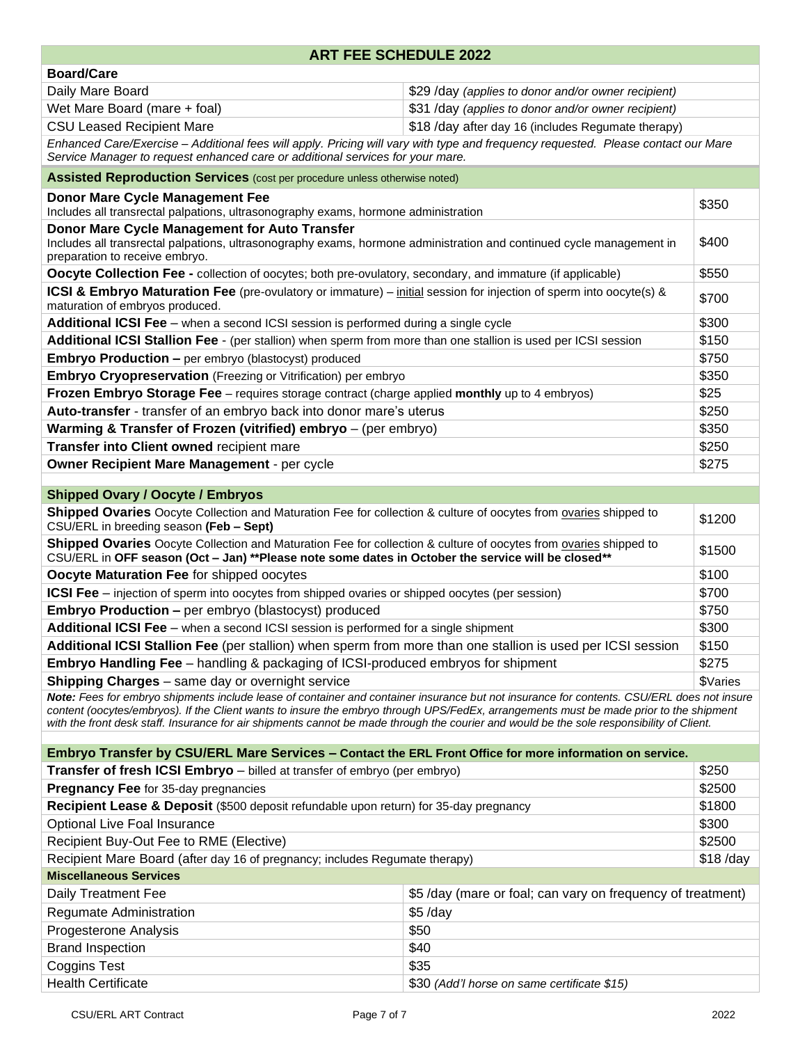## ART FEE SCHEDULE 2022

### Board/Care

| | |
|---|---|
| Daily Mare Board | $29 /day *(applies to donor and/or owner recipient)* |
| Wet Mare Board (mare + foal) | $31 /day *(applies to donor and/or owner recipient)* |
| CSU Leased Recipient Mare | $18 /day after day 16 (includes Regumate therapy) |

*Enhanced Care/Exercise – Additional fees will apply. Pricing will vary with type and frequency requested. Please contact our Mare Service Manager to request enhanced care or additional services for your mare.*

### Assisted Reproduction Services (cost per procedure unless otherwise noted)

| | |
|---|---|
| **Donor Mare Cycle Management Fee** Includes all transrectal palpations, ultrasonography exams, hormone administration | $350 |
| **Donor Mare Cycle Management for Auto Transfer** Includes all transrectal palpations, ultrasonography exams, hormone administration and continued cycle management in preparation to receive embryo. | $400 |
| **Oocyte Collection Fee -** collection of oocytes; both pre-ovulatory, secondary, and immature (if applicable) | $550 |
| **ICSI & Embryo Maturation Fee** (pre-ovulatory or immature) – initial session for injection of sperm into oocyte(s) & maturation of embryos produced. | $700 |
| **Additional ICSI Fee** – when a second ICSI session is performed during a single cycle | $300 |
| **Additional ICSI Stallion Fee** - (per stallion) when sperm from more than one stallion is used per ICSI session | $150 |
| **Embryo Production –** per embryo (blastocyst) produced | $750 |
| **Embryo Cryopreservation** (Freezing or Vitrification) per embryo | $350 |
| **Frozen Embryo Storage Fee** – requires storage contract (charge applied **monthly** up to 4 embryos) | $25 |
| **Auto-transfer** - transfer of an embryo back into donor mare's uterus | $250 |
| **Warming & Transfer of Frozen (vitrified) embryo** – (per embryo) | $350 |
| **Transfer into Client owned** recipient mare | $250 |
| **Owner Recipient Mare Management** - per cycle | $275 |

### Shipped Ovary / Oocyte / Embryos

| | |
|---|---|
| **Shipped Ovaries** Oocyte Collection and Maturation Fee for collection & culture of oocytes from ovaries shipped to CSU/ERL in breeding season **(Feb – Sept)** | $1200 |
| **Shipped Ovaries** Oocyte Collection and Maturation Fee for collection & culture of oocytes from ovaries shipped to CSU/ERL in **OFF season (Oct – Jan) \*\*Please note some dates in October the service will be closed\*\*** | $1500 |
| **Oocyte Maturation Fee** for shipped oocytes | $100 |
| **ICSI Fee** – injection of sperm into oocytes from shipped ovaries or shipped oocytes (per session) | $700 |
| **Embryo Production –** per embryo (blastocyst) produced | $750 |
| **Additional ICSI Fee** – when a second ICSI session is performed for a single shipment | $300 |
| **Additional ICSI Stallion Fee** (per stallion) when sperm from more than one stallion is used per ICSI session | $150 |
| **Embryo Handling Fee** – handling & packaging of ICSI-produced embryos for shipment | $275 |
| **Shipping Charges** – same day or overnight service | $Varies |

***Note:*** *Fees for embryo shipments include lease of container and container insurance but not insurance for contents. CSU/ERL does not insure content (oocytes/embryos). If the Client wants to insure the embryo through UPS/FedEx, arrangements must be made prior to the shipment with the front desk staff. Insurance for air shipments cannot be made through the courier and would be the sole responsibility of Client.*

### Embryo Transfer by CSU/ERL Mare Services – Contact the ERL Front Office for more information on service.

| | |
|---|---|
| **Transfer of fresh ICSI Embryo** – billed at transfer of embryo (per embryo) | $250 |
| **Pregnancy Fee** for 35-day pregnancies | $2500 |
| **Recipient Lease & Deposit** ($500 deposit refundable upon return) for 35-day pregnancy | $1800 |
| Optional Live Foal Insurance | $300 |
| Recipient Buy-Out Fee to RME (Elective) | $2500 |
| Recipient Mare Board (after day 16 of pregnancy; includes Regumate therapy) | $18 /day |

### Miscellaneous Services

| | |
|---|---|
| Daily Treatment Fee | $5 /day (mare or foal; can vary on frequency of treatment) |
| Regumate Administration | $5 /day |
| Progesterone Analysis | $50 |
| Brand Inspection | $40 |
| Coggins Test | $35 |
| Health Certificate | $30 *(Add'l horse on same certificate $15)* |